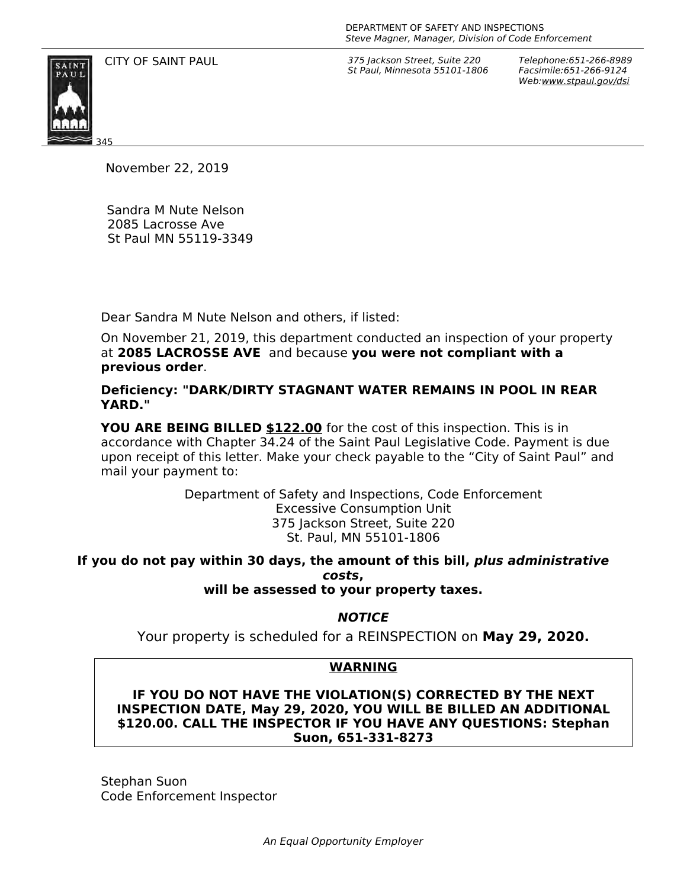DEPARTMENT OF SAFETY AND INSPECTIONS
*Steve Magner, Manager, Division of Code Enforcement*

CITY OF SAINT PAUL

*375 Jackson Street, Suite 220*
*St Paul, Minnesota 55101-1806*

*Telephone:651-266-8989*
*Facsimile:651-266-9124*
*Web:www.stpaul.gov/dsi*

345

November 22, 2019

Sandra M Nute Nelson
2085 Lacrosse Ave
St Paul MN 55119-3349

Dear Sandra M Nute Nelson and others, if listed:

On November 21, 2019, this department conducted an inspection of your property at **2085 LACROSSE AVE** and because **you were not compliant with a previous order**.

**Deficiency: "DARK/DIRTY STAGNANT WATER REMAINS IN POOL IN REAR YARD."**

**YOU ARE BEING BILLED $122.00** for the cost of this inspection. This is in accordance with Chapter 34.24 of the Saint Paul Legislative Code. Payment is due upon receipt of this letter. Make your check payable to the "City of Saint Paul" and mail your payment to:

Department of Safety and Inspections, Code Enforcement
Excessive Consumption Unit
375 Jackson Street, Suite 220
St. Paul, MN 55101-1806

**If you do not pay within 30 days, the amount of this bill, *plus administrative costs*, will be assessed to your property taxes.**

***NOTICE***

Your property is scheduled for a REINSPECTION on **May 29, 2020.**

**WARNING**

**IF YOU DO NOT HAVE THE VIOLATION(S) CORRECTED BY THE NEXT INSPECTION DATE, May 29, 2020, YOU WILL BE BILLED AN ADDITIONAL $120.00. CALL THE INSPECTOR IF YOU HAVE ANY QUESTIONS: Stephan Suon, 651-331-8273**

Stephan Suon
Code Enforcement Inspector

*An Equal Opportunity Employer*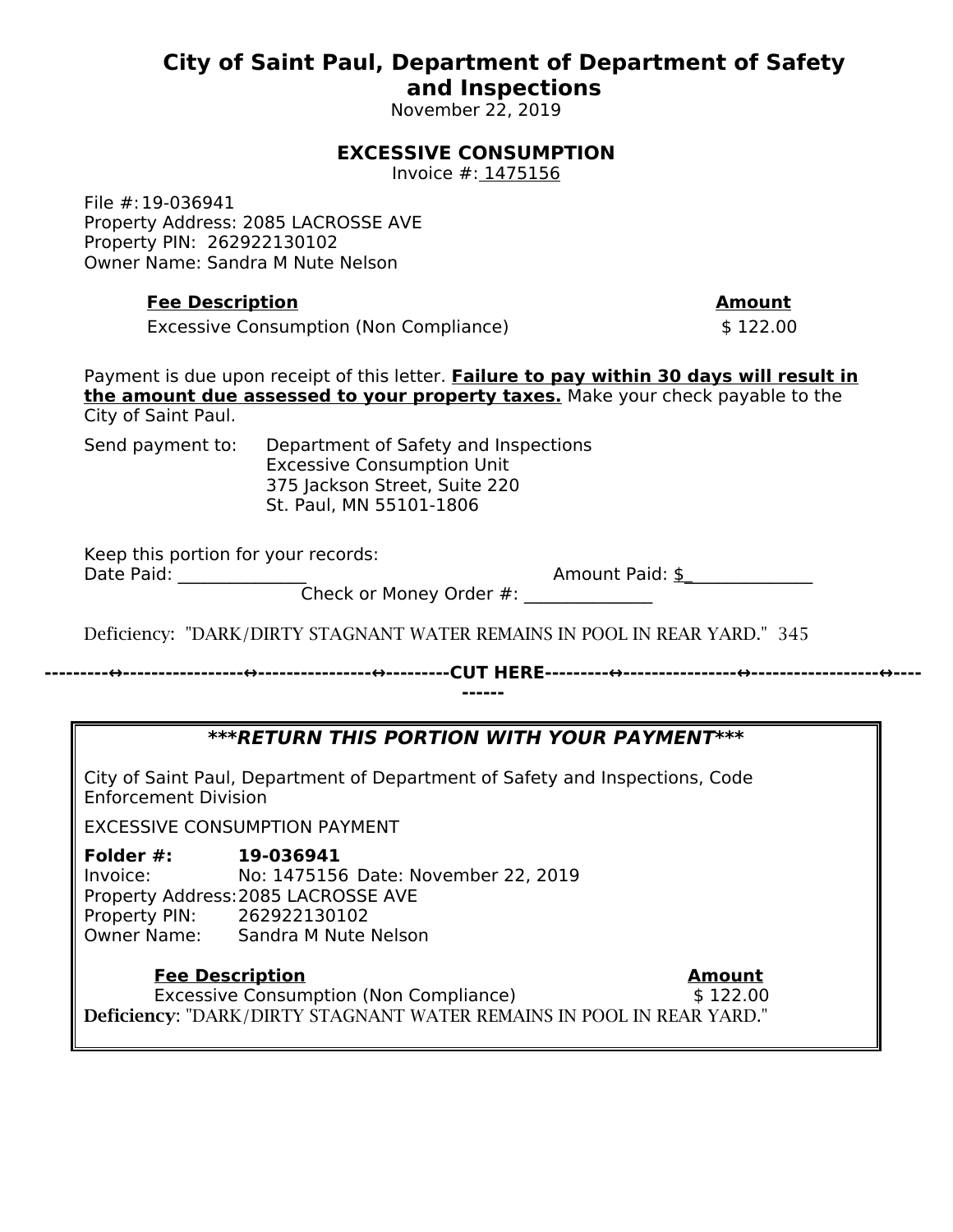# City of Saint Paul, Department of Department of Safety and Inspections

November 22, 2019

## EXCESSIVE CONSUMPTION

Invoice #: 1475156

File #: 19-036941
Property Address: 2085 LACROSSE AVE
Property PIN: 262922130102
Owner Name: Sandra M Nute Nelson

| **Fee Description** | **Amount** |
|---|---|
| Excessive Consumption (Non Compliance) | $ 122.00 |

Payment is due upon receipt of this letter. **Failure to pay within 30 days will result in the amount due assessed to your property taxes.** Make your check payable to the City of Saint Paul.

Send payment to: Department of Safety and Inspections
Excessive Consumption Unit
375 Jackson Street, Suite 220
St. Paul, MN 55101-1806

Keep this portion for your records:
Date Paid: ______________ Amount Paid: $______________
Check or Money Order #: ______________

Deficiency: "DARK/DIRTY STAGNANT WATER REMAINS IN POOL IN REAR YARD." 345

---------↔-----------------↔----------------↔---------CUT HERE---------↔----------------↔-----------------↔----------

***RETURN THIS PORTION WITH YOUR PAYMENT***

City of Saint Paul, Department of Department of Safety and Inspections, Code Enforcement Division

EXCESSIVE CONSUMPTION PAYMENT

**Folder #: 19-036941**
Invoice: No: 1475156 Date: November 22, 2019
Property Address: 2085 LACROSSE AVE
Property PIN: 262922130102
Owner Name: Sandra M Nute Nelson

| **Fee Description** | **Amount** |
|---|---|
| Excessive Consumption (Non Compliance) | $ 122.00 |

**Deficiency**: "DARK/DIRTY STAGNANT WATER REMAINS IN POOL IN REAR YARD."